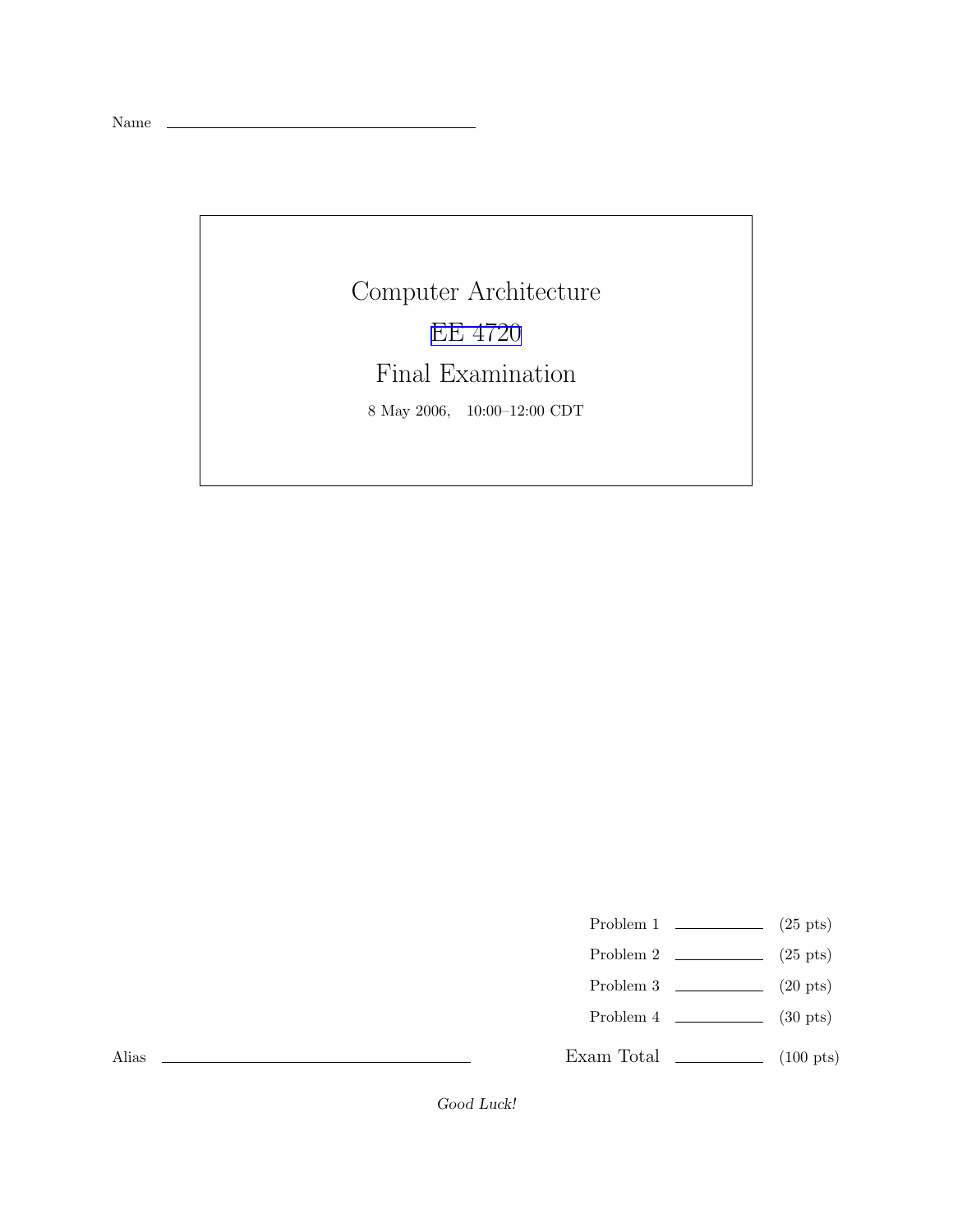Name ______________________________

# Computer Architecture

## EE 4720

## Final Examination

8 May 2006, 10:00–12:00 CDT

| | | |
|---|---|---|
| Problem 1 | ________ | (25 pts) |
| Problem 2 | ________ | (25 pts) |
| Problem 3 | ________ | (20 pts) |
| Problem 4 | ________ | (30 pts) |
| Exam Total | ________ | (100 pts) |

Alias ______________________________

*Good Luck!*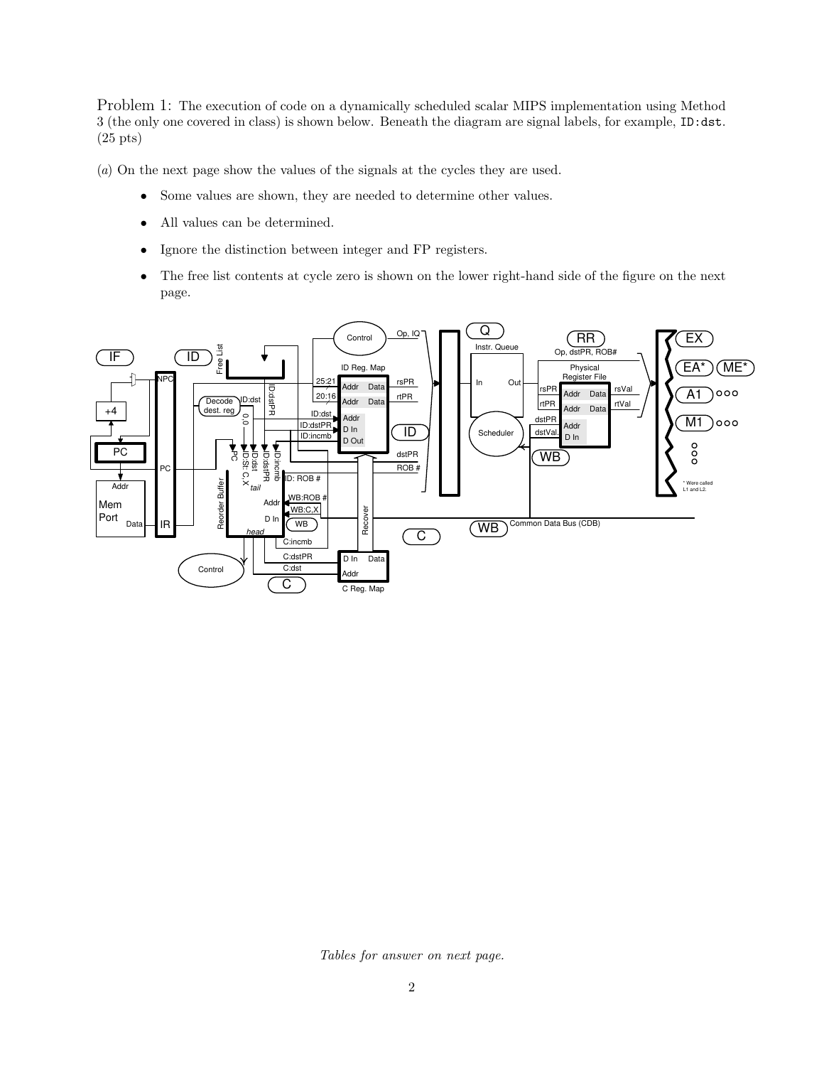Problem 1: The execution of code on a dynamically scheduled scalar MIPS implementation using Method 3 (the only one covered in class) is shown below. Beneath the diagram are signal labels, for example, `ID:dst`. (25 pts)

(*a*) On the next page show the values of the signals at the cycles they are used.

- Some values are shown, they are needed to determine other values.
- All values can be determined.
- Ignore the distinction between integer and FP registers.
- The free list contents at cycle zero is shown on the lower right-hand side of the figure on the next page.

*Tables for answer on next page.*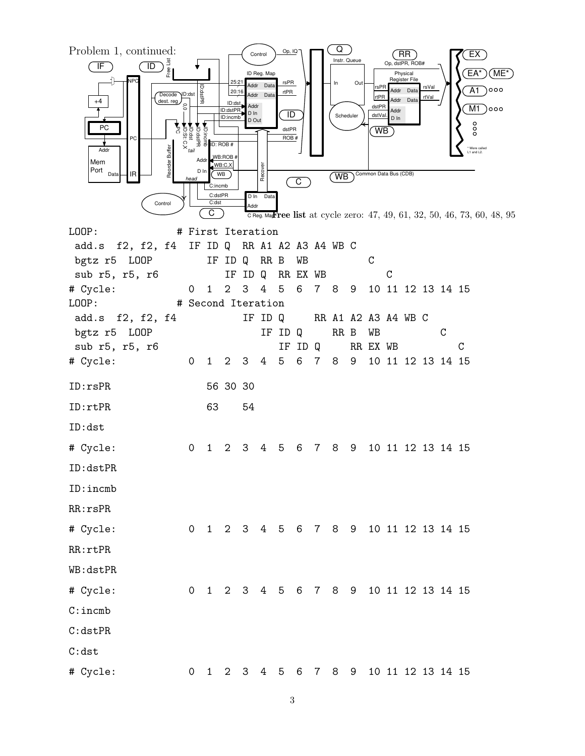Problem 1, continued:

**Free list** at cycle zero: 47, 49, 61, 32, 50, 46, 73, 60, 48, 95

```
LOOP:             # First Iteration
 add.s  f2, f2, f4  IF ID Q  RR A1 A2 A3 A4 WB C
 bgtz r5  LOOP         IF ID Q  RR B  WB          C
 sub r5, r5, r6           IF ID Q  RR EX WB          C
# Cycle:            0  1  2  3  4  5  6  7  8  9  10 11 12 13 14 15
LOOP:             # Second Iteration
 add.s  f2, f2, f4           IF ID Q     RR A1 A2 A3 A4 WB C
 bgtz r5  LOOP                  IF ID Q     RR B  WB          C
 sub r5, r5, r6                    IF ID Q     RR EX WB          C
# Cycle:            0  1  2  3  4  5  6  7  8  9  10 11 12 13 14 15

ID:rsPR                1  56 30 30

ID:rtPR                1  63    54

ID:dst

# Cycle:            0  1  2  3  4  5  6  7  8  9  10 11 12 13 14 15

ID:dstPR

ID:incmb

RR:rsPR

# Cycle:            0  1  2  3  4  5  6  7  8  9  10 11 12 13 14 15

RR:rtPR

WB:dstPR

# Cycle:            0  1  2  3  4  5  6  7  8  9  10 11 12 13 14 15

C:incmb

C:dstPR

C:dst

# Cycle:            0  1  2  3  4  5  6  7  8  9  10 11 12 13 14 15
```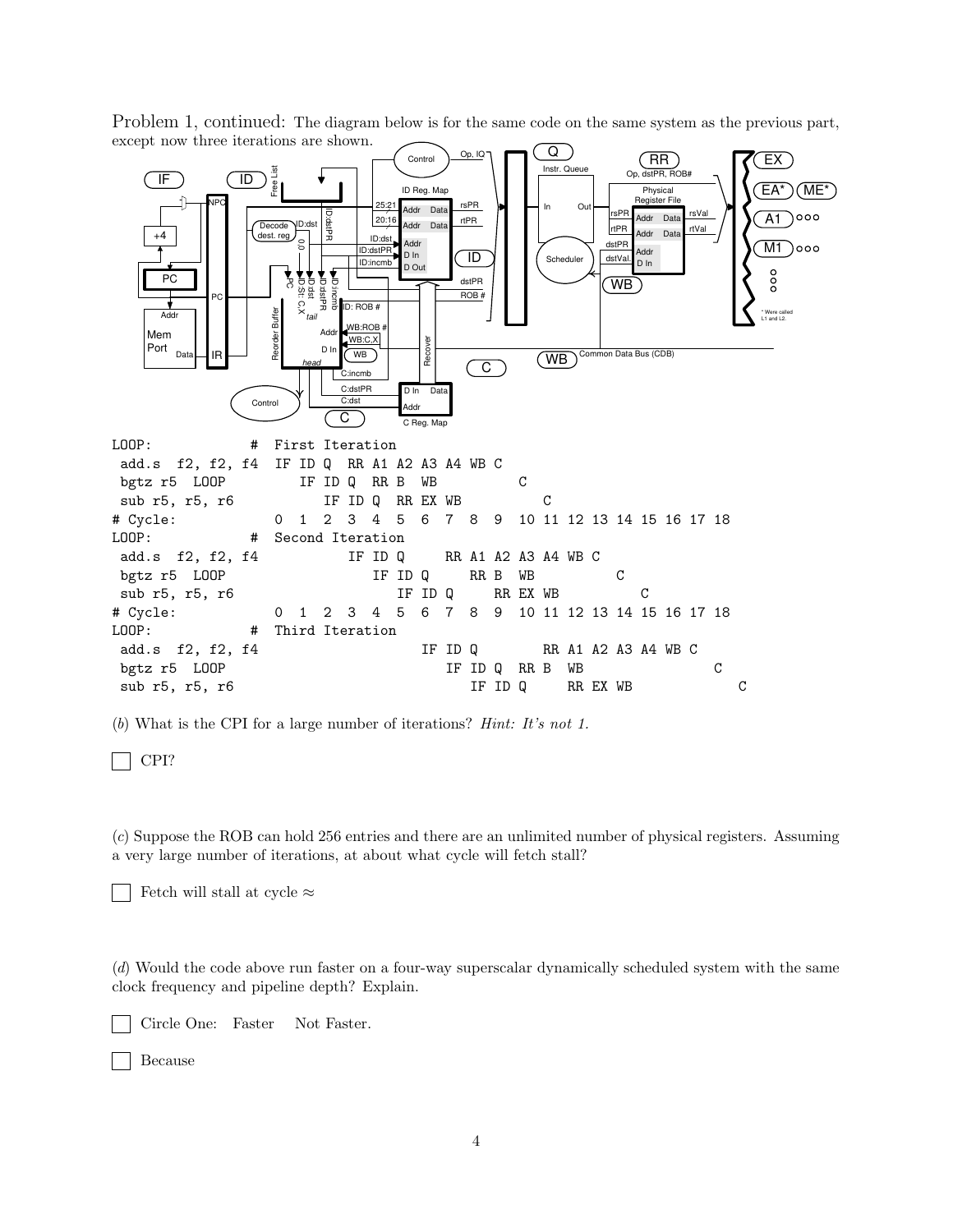Problem 1, continued: The diagram below is for the same code on the same system as the previous part, except now three iterations are shown.

```
LOOP:            #  First Iteration
 add.s  f2, f2, f4  IF ID Q  RR A1 A2 A3 A4 WB C
 bgtz r5  LOOP         IF ID Q  RR B  WB          C
 sub r5, r5, r6           IF ID Q  RR EX WB          C
# Cycle:            0  1  2  3  4  5  6  7  8  9  10 11 12 13 14 15 16 17 18
LOOP:            #  Second Iteration
 add.s  f2, f2, f4           IF ID Q     RR A1 A2 A3 A4 WB C
 bgtz r5  LOOP                  IF ID Q     RR B  WB          C
 sub r5, r5, r6                    IF ID Q     RR EX WB          C
# Cycle:            0  1  2  3  4  5  6  7  8  9  10 11 12 13 14 15 16 17 18
LOOP:            #  Third Iteration
 add.s  f2, f2, f4                    IF ID Q        RR A1 A2 A3 A4 WB C
 bgtz r5  LOOP                           IF ID Q  RR B  WB                C
 sub r5, r5, r6                             IF ID Q     RR EX WB             C
```

(*b*) What is the CPI for a large number of iterations? *Hint: It's not 1.*

☐ CPI?

(*c*) Suppose the ROB can hold 256 entries and there are an unlimited number of physical registers. Assuming a very large number of iterations, at about what cycle will fetch stall?

☐ Fetch will stall at cycle ≈

(*d*) Would the code above run faster on a four-way superscalar dynamically scheduled system with the same clock frequency and pipeline depth? Explain.

☐ Circle One: Faster Not Faster.

☐ Because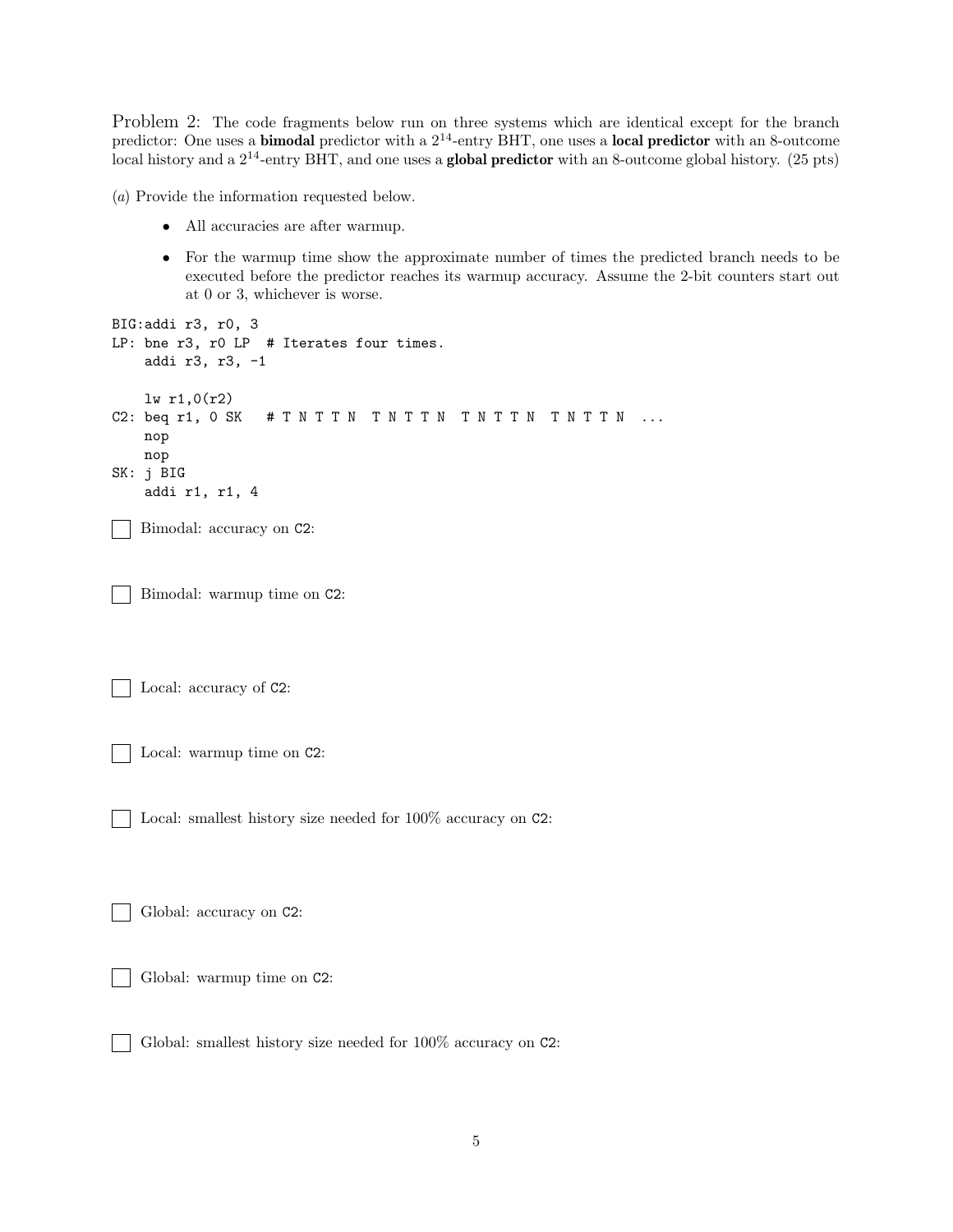Problem 2: The code fragments below run on three systems which are identical except for the branch predictor: One uses a **bimodal** predictor with a $2^{14}$-entry BHT, one uses a **local predictor** with an 8-outcome local history and a $2^{14}$-entry BHT, and one uses a **global predictor** with an 8-outcome global history. (25 pts)

(*a*) Provide the information requested below.

- All accuracies are after warmup.
- For the warmup time show the approximate number of times the predicted branch needs to be executed before the predictor reaches its warmup accuracy. Assume the 2-bit counters start out at 0 or 3, whichever is worse.

```
BIG:addi r3, r0, 3
LP: bne r3, r0 LP  # Iterates four times.
    addi r3, r3, -1

    lw r1,0(r2)
C2: beq r1, 0 SK   # T N T T N  T N T T N  T N T T N  T N T T N  ...
    nop
    nop
SK: j BIG
    addi r1, r1, 4
```

☐ Bimodal: accuracy on C2:

☐ Bimodal: warmup time on C2:

☐ Local: accuracy of C2:

☐ Local: warmup time on C2:

☐ Local: smallest history size needed for 100% accuracy on C2:

☐ Global: accuracy on C2:

☐ Global: warmup time on C2:

☐ Global: smallest history size needed for 100% accuracy on C2: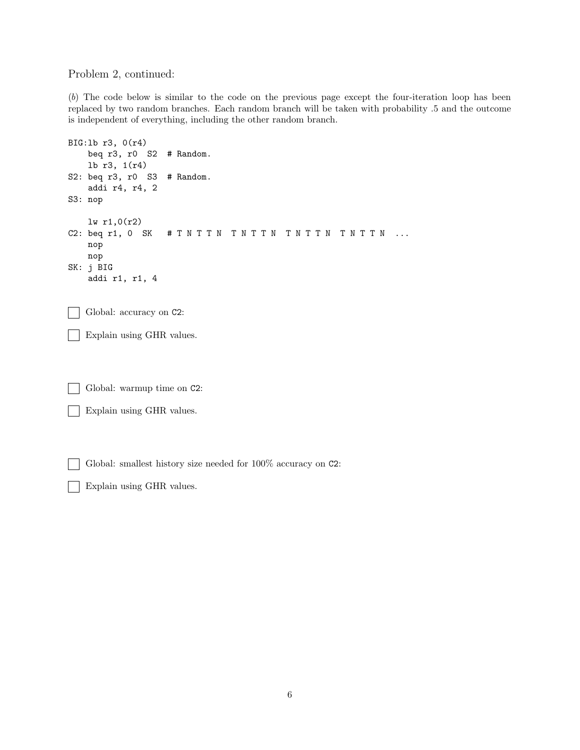Problem 2, continued:

(*b*) The code below is similar to the code on the previous page except the four-iteration loop has been replaced by two random branches. Each random branch will be taken with probability .5 and the outcome is independent of everything, including the other random branch.

```
BIG:lb r3, 0(r4)
    beq r3, r0  S2  # Random.
    lb r3, 1(r4)
S2: beq r3, r0  S3  # Random.
    addi r4, r4, 2
S3: nop

    lw r1,0(r2)
C2: beq r1, 0  SK   # T N T T N  T N T T N  T N T T N  T N T T N  ...
    nop
    nop
SK: j BIG
    addi r1, r1, 4
```

☐ Global: accuracy on C2:

☐ Explain using GHR values.

☐ Global: warmup time on C2:

☐ Explain using GHR values.

☐ Global: smallest history size needed for 100% accuracy on C2:

☐ Explain using GHR values.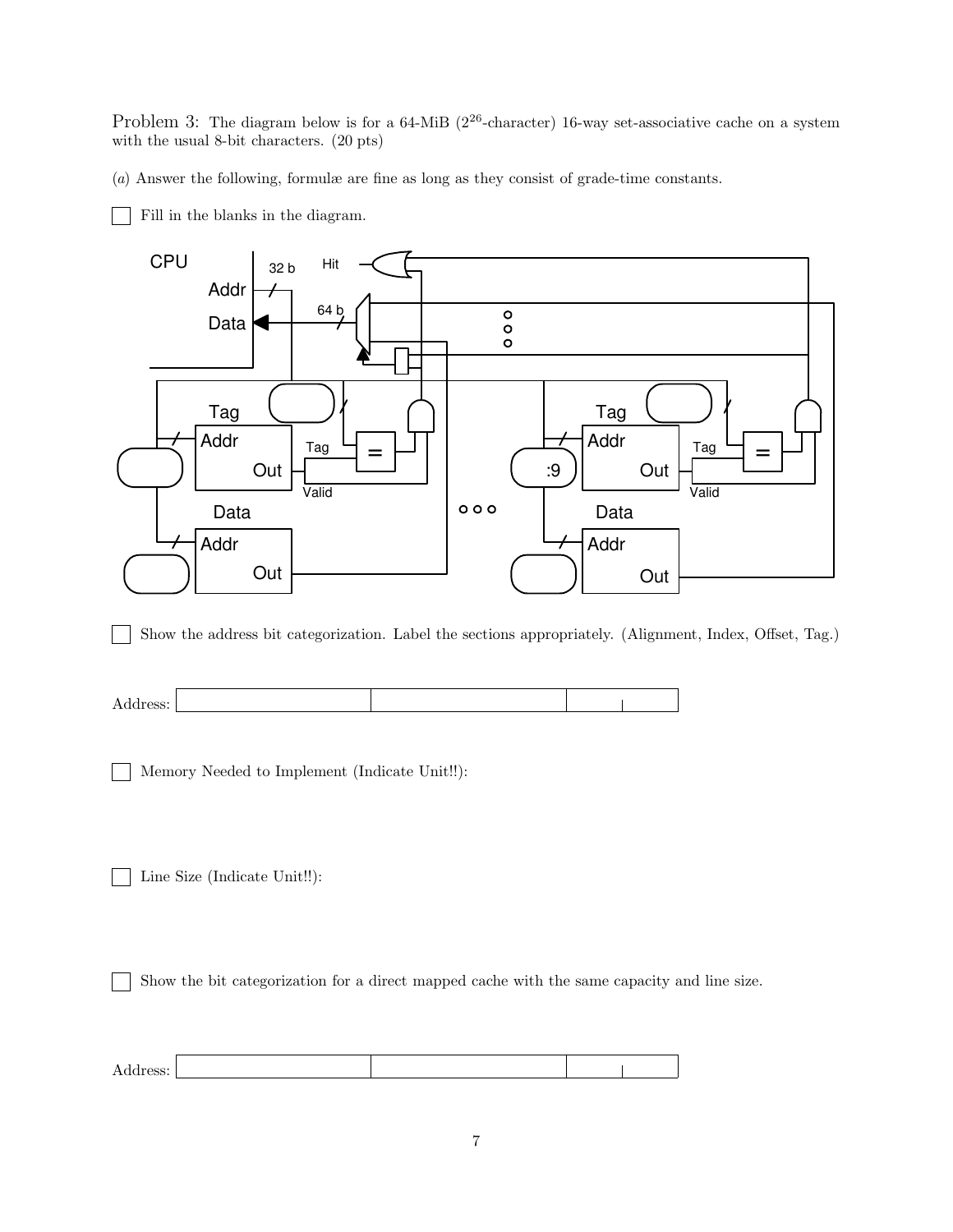Problem 3: The diagram below is for a 64-MiB ($2^{26}$-character) 16-way set-associative cache on a system with the usual 8-bit characters. (20 pts)

(*a*) Answer the following, formulæ are fine as long as they consist of grade-time constants.

☐ Fill in the blanks in the diagram.

CPU Addr 32 b Hit Data 64 b Tag Addr Out Tag Valid = Data Addr Out Tag Addr Out Tag Valid = :9 Data Addr Out

☐ Show the address bit categorization. Label the sections appropriately. (Alignment, Index, Offset, Tag.)

Address: | | | | |

☐ Memory Needed to Implement (Indicate Unit!!):

☐ Line Size (Indicate Unit!!):

☐ Show the bit categorization for a direct mapped cache with the same capacity and line size.

Address: | | | | |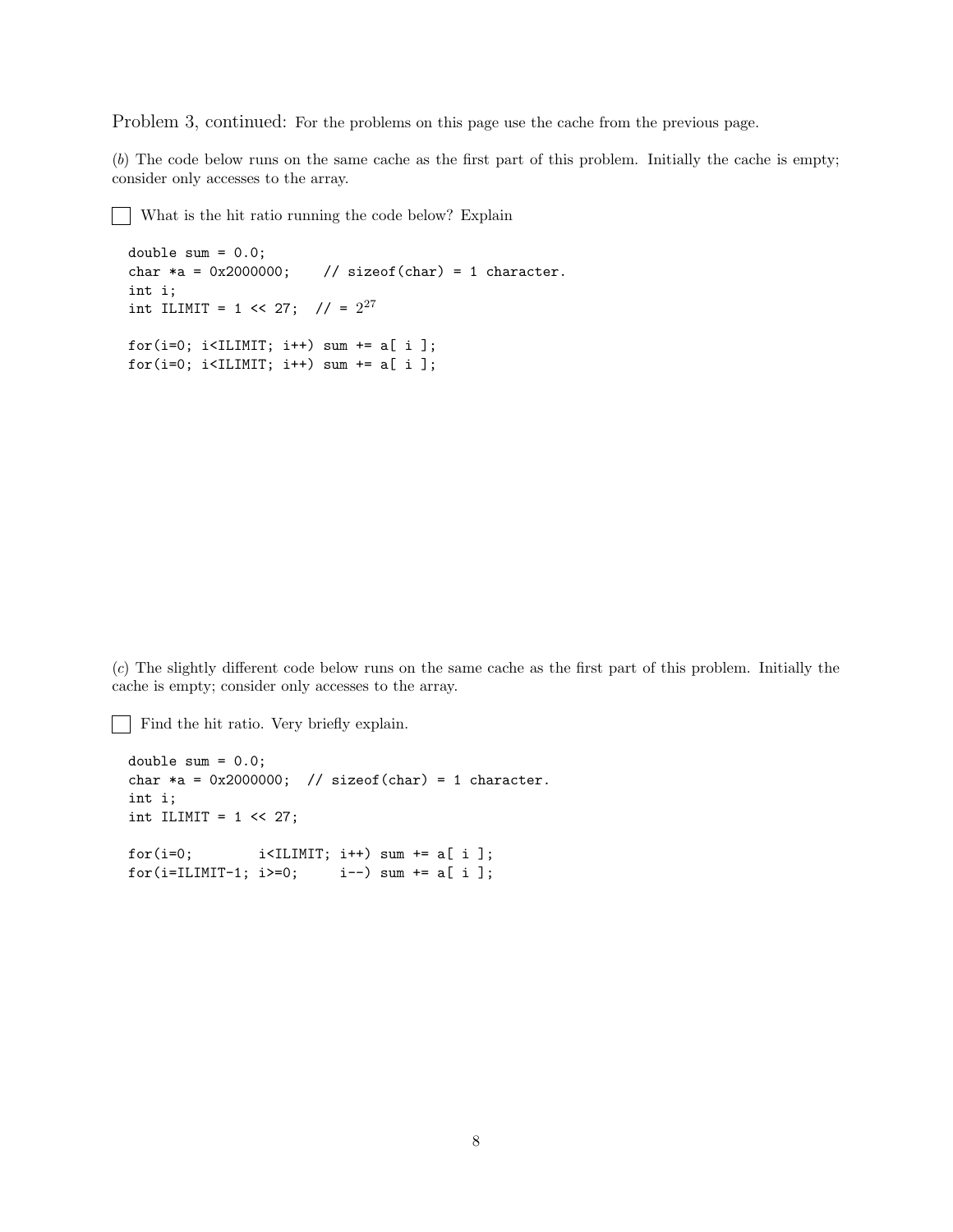Problem 3, continued: For the problems on this page use the cache from the previous page.

(*b*) The code below runs on the same cache as the first part of this problem. Initially the cache is empty; consider only accesses to the array.

☐ What is the hit ratio running the code below? Explain

```
double sum = 0.0;
char *a = 0x2000000;    // sizeof(char) = 1 character.
int i;
int ILIMIT = 1 << 27;  // = 2^27

for(i=0; i<ILIMIT; i++) sum += a[ i ];
for(i=0; i<ILIMIT; i++) sum += a[ i ];
```

(*c*) The slightly different code below runs on the same cache as the first part of this problem. Initially the cache is empty; consider only accesses to the array.

☐ Find the hit ratio. Very briefly explain.

```
double sum = 0.0;
char *a = 0x2000000;  // sizeof(char) = 1 character.
int i;
int ILIMIT = 1 << 27;

for(i=0;        i<ILIMIT; i++) sum += a[ i ];
for(i=ILIMIT-1; i>=0;     i--) sum += a[ i ];
```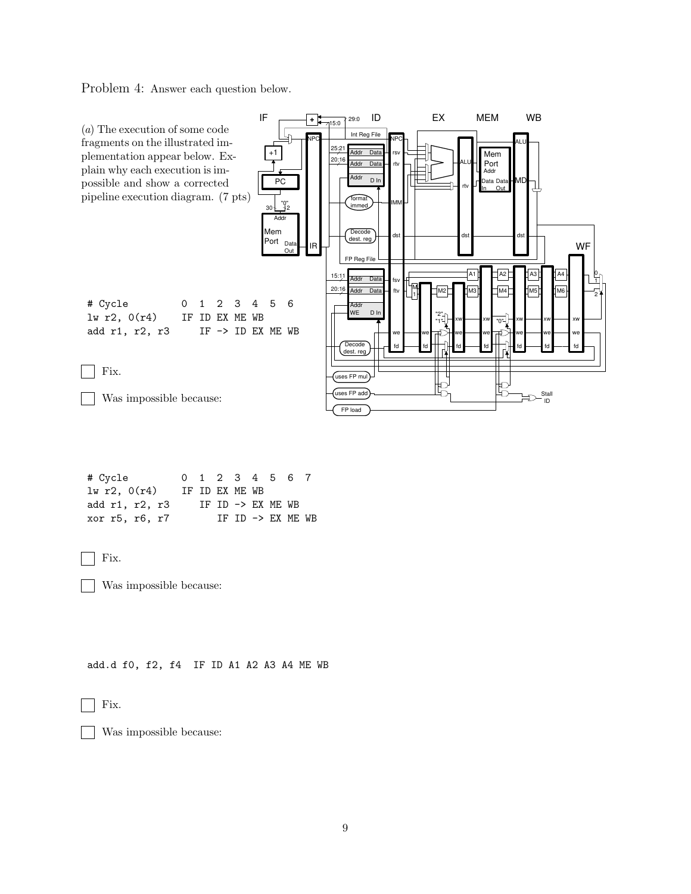Problem 4: Answer each question below.

(*a*) The execution of some code fragments on the illustrated implementation appear below. Explain why each execution is impossible and show a corrected pipeline execution diagram. (7 pts)

```
# Cycle         0  1  2  3  4  5  6
lw r2, 0(r4)    IF ID EX ME WB
add r1, r2, r3     IF -> ID EX ME WB
```

☐ Fix.

☐ Was impossible because:

```
# Cycle         0  1  2  3  4  5  6  7
lw r2, 0(r4)    IF ID EX ME WB
add r1, r2, r3     IF ID -> EX ME WB
xor r5, r6, r7        IF ID -> EX ME WB
```

☐ Fix.

☐ Was impossible because:

```
add.d f0, f2, f4  IF ID A1 A2 A3 A4 ME WB
```

☐ Fix.

☐ Was impossible because: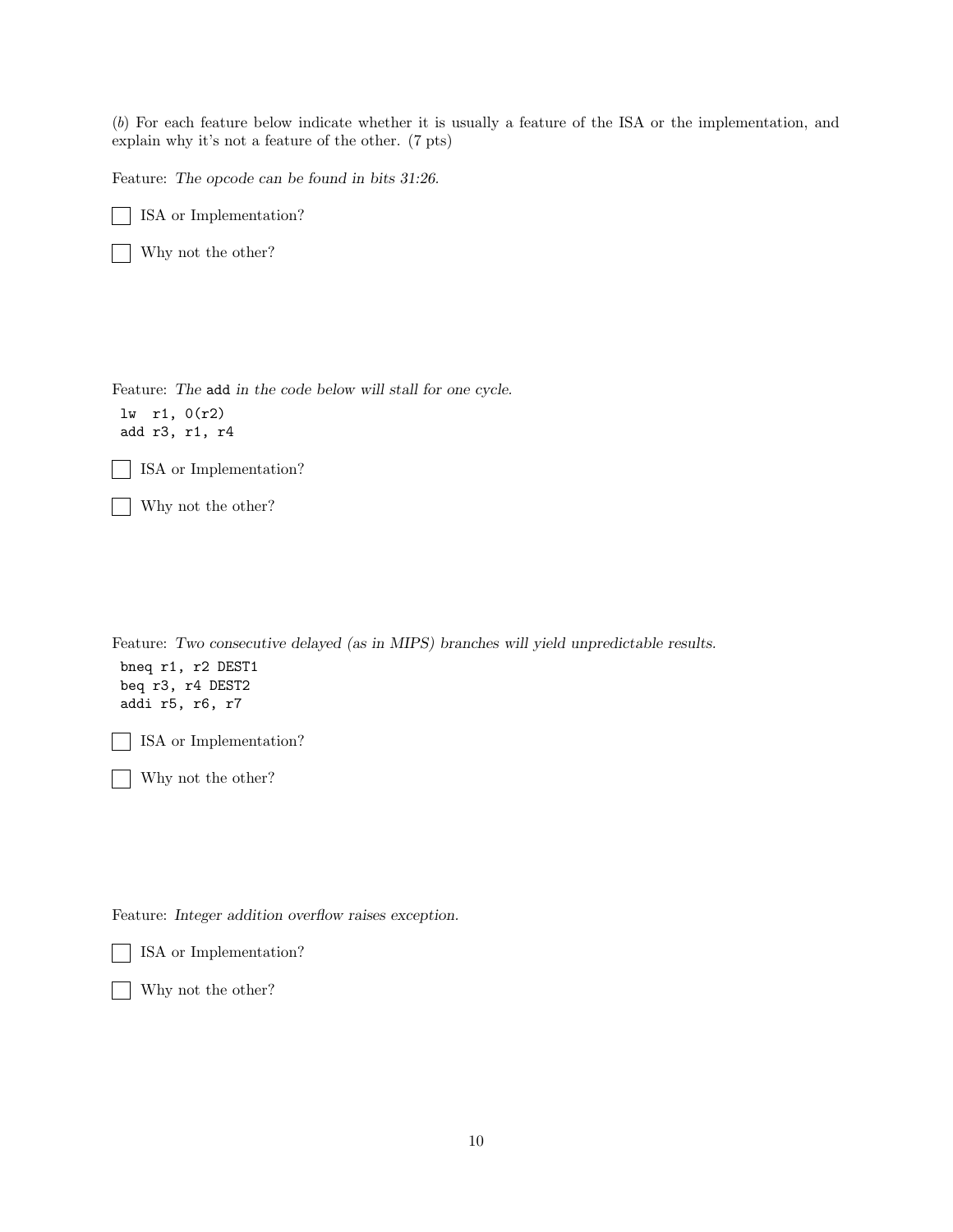(*b*) For each feature below indicate whether it is usually a feature of the ISA or the implementation, and explain why it's not a feature of the other. (7 pts)

Feature: *The opcode can be found in bits 31:26.*

☐ ISA or Implementation?

☐ Why not the other?

Feature: *The* `add` *in the code below will stall for one cycle.*

```
lw  r1, 0(r2)
add r3, r1, r4
```

☐ ISA or Implementation?

☐ Why not the other?

Feature: *Two consecutive delayed (as in MIPS) branches will yield unpredictable results.*

```
bneq r1, r2 DEST1
beq r3, r4 DEST2
addi r5, r6, r7
```

☐ ISA or Implementation?

☐ Why not the other?

Feature: *Integer addition overflow raises exception.*

☐ ISA or Implementation?

☐ Why not the other?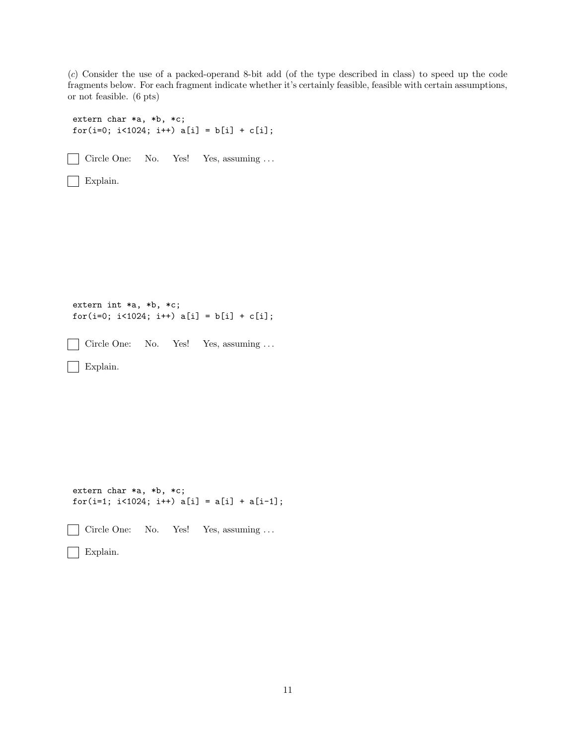(*c*) Consider the use of a packed-operand 8-bit add (of the type described in class) to speed up the code fragments below. For each fragment indicate whether it's certainly feasible, feasible with certain assumptions, or not feasible. (6 pts)

```
extern char *a, *b, *c;
for(i=0; i<1024; i++) a[i] = b[i] + c[i];
```

☐ Circle One: No. Yes! Yes, assuming . . .

☐ Explain.

```
extern int *a, *b, *c;
for(i=0; i<1024; i++) a[i] = b[i] + c[i];
```

☐ Circle One: No. Yes! Yes, assuming . . .

☐ Explain.

```
extern char *a, *b, *c;
for(i=1; i<1024; i++) a[i] = a[i] + a[i-1];
```

☐ Circle One: No. Yes! Yes, assuming . . .

☐ Explain.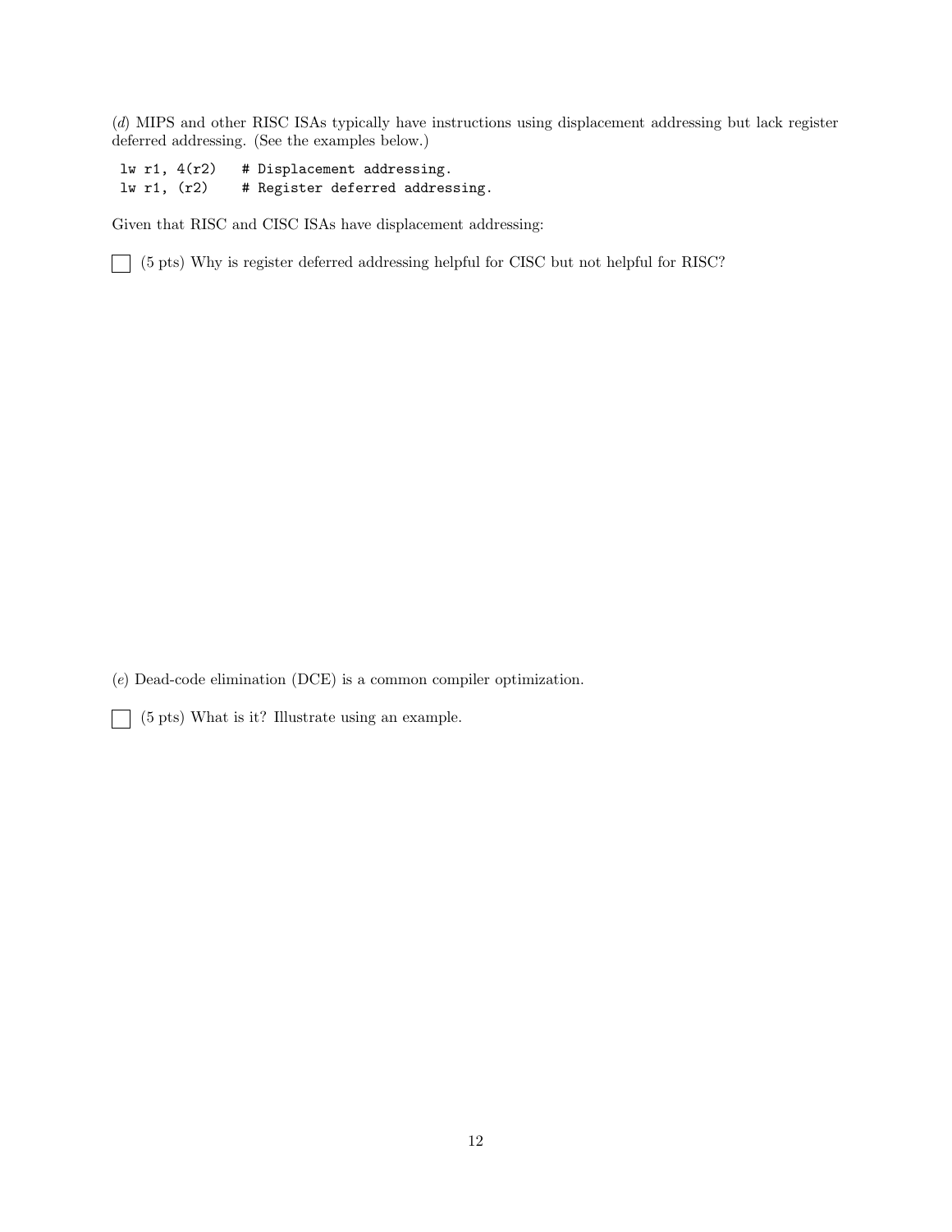(*d*) MIPS and other RISC ISAs typically have instructions using displacement addressing but lack register deferred addressing. (See the examples below.)

```
lw r1, 4(r2)    # Displacement addressing.
lw r1, (r2)     # Register deferred addressing.
```

Given that RISC and CISC ISAs have displacement addressing:

☐ (5 pts) Why is register deferred addressing helpful for CISC but not helpful for RISC?

(*e*) Dead-code elimination (DCE) is a common compiler optimization.

☐ (5 pts) What is it? Illustrate using an example.